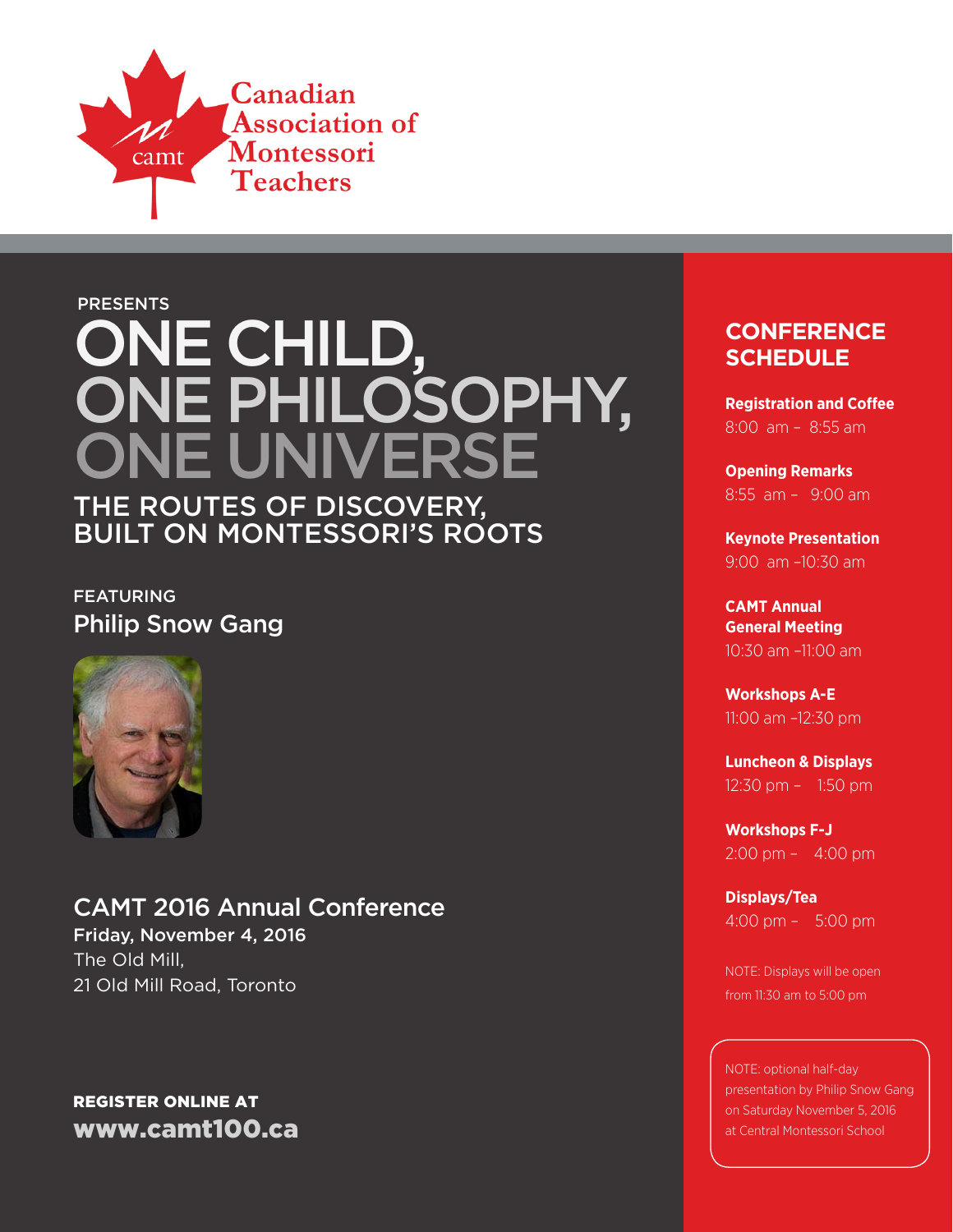Canadian Association of Montessori Teachers

camt

PRESENTS

# ONE CHILD, ONE PHILOSOPHY, ONE UNIVERSE

## THE ROUTES OF DISCOVERY, BUILT ON MONTESSORI'S ROOTS

FEATURING

**Philip Snow Gang**

## CAMT 2016 Annual Conference

**Friday, November 4, 2016**

The Old Mill,
21 Old Mill Road, Toronto

**REGISTER ONLINE AT**

**www.camt100.ca**

## CONFERENCE SCHEDULE

**Registration and Coffee**
8:00 am – 8:55 am

**Opening Remarks**
8:55 am – 9:00 am

**Keynote Presentation**
9:00 am –10:30 am

**CAMT Annual General Meeting**
10:30 am –11:00 am

**Workshops A-E**
11:00 am –12:30 pm

**Luncheon & Displays**
12:30 pm – 1:50 pm

**Workshops F-J**
2:00 pm – 4:00 pm

**Displays/Tea**
4:00 pm – 5:00 pm

NOTE: Displays will be open from 11:30 am to 5:00 pm

NOTE: optional half-day presentation by Philip Snow Gang on Saturday November 5, 2016 at Central Montessori School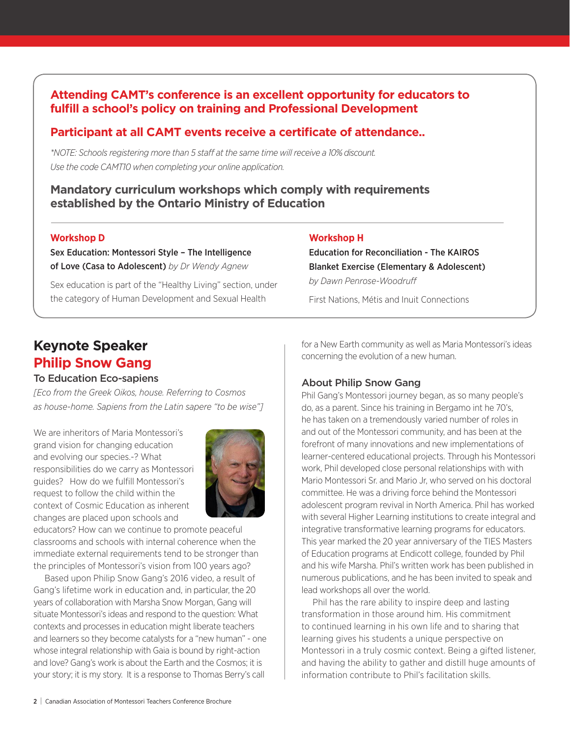**Attending CAMT's conference is an excellent opportunity for educators to fulfill a school's policy on training and Professional Development**

**Participant at all CAMT events receive a certificate of attendance..**

*\*NOTE: Schools registering more than 5 staff at the same time will receive a 10% discount. Use the code CAMT10 when completing your online application.*

**Mandatory curriculum workshops which comply with requirements established by the Ontario Ministry of Education**

**Workshop D**

**Sex Education: Montessori Style – The Intelligence of Love (Casa to Adolescent)** *by Dr Wendy Agnew*

Sex education is part of the "Healthy Living" section, under the category of Human Development and Sexual Health

**Workshop H**

**Education for Reconciliation - The KAIROS Blanket Exercise (Elementary & Adolescent)**
*by Dawn Penrose-Woodruff*

First Nations, Métis and Inuit Connections

## Keynote Speaker
## Philip Snow Gang

### To Education Eco-sapiens

*[Eco from the Greek Oikos, house. Referring to Cosmos as house-home. Sapiens from the Latin sapere "to be wise"]*

We are inheritors of Maria Montessori's grand vision for changing education and evolving our species.-? What responsibilities do we carry as Montessori guides? How do we fulfill Montessori's request to follow the child within the context of Cosmic Education as inherent changes are placed upon schools and educators? How can we continue to promote peaceful classrooms and schools with internal coherence when the immediate external requirements tend to be stronger than the principles of Montessori's vision from 100 years ago?

Based upon Philip Snow Gang's 2016 video, a result of Gang's lifetime work in education and, in particular, the 20 years of collaboration with Marsha Snow Morgan, Gang will situate Montessori's ideas and respond to the question: What contexts and processes in education might liberate teachers and learners so they become catalysts for a "new human" - one whose integral relationship with Gaia is bound by right-action and love? Gang's work is about the Earth and the Cosmos; it is your story; it is my story. It is a response to Thomas Berry's call for a New Earth community as well as Maria Montessori's ideas concerning the evolution of a new human.

### About Philip Snow Gang

Phil Gang's Montessori journey began, as so many people's do, as a parent. Since his training in Bergamo int he 70's, he has taken on a tremendously varied number of roles in and out of the Montessori community, and has been at the forefront of many innovations and new implementations of learner-centered educational projects. Through his Montessori work, Phil developed close personal relationships with with Mario Montessori Sr. and Mario Jr, who served on his doctoral committee. He was a driving force behind the Montessori adolescent program revival in North America. Phil has worked with several Higher Learning institutions to create integral and integrative transformative learning programs for educators. This year marked the 20 year anniversary of the TIES Masters of Education programs at Endicott college, founded by Phil and his wife Marsha. Phil's written work has been published in numerous publications, and he has been invited to speak and lead workshops all over the world.

Phil has the rare ability to inspire deep and lasting transformation in those around him. His commitment to continued learning in his own life and to sharing that learning gives his students a unique perspective on Montessori in a truly cosmic context. Being a gifted listener, and having the ability to gather and distill huge amounts of information contribute to Phil's facilitation skills.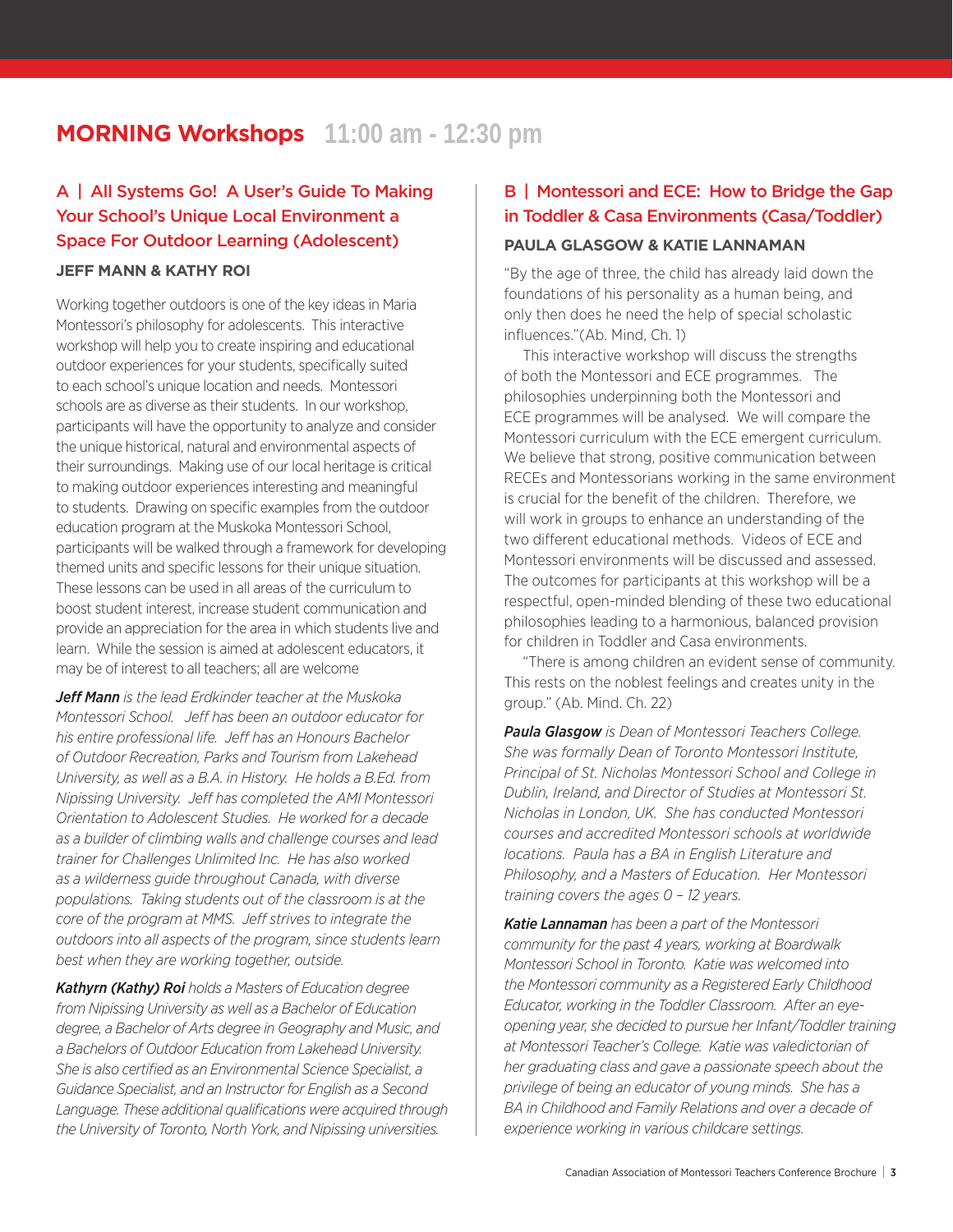# MORNING Workshops 11:00 am - 12:30 pm

## A | All Systems Go! A User's Guide To Making Your School's Unique Local Environment a Space For Outdoor Learning (Adolescent)

**JEFF MANN & KATHY ROI**

Working together outdoors is one of the key ideas in Maria Montessori's philosophy for adolescents. This interactive workshop will help you to create inspiring and educational outdoor experiences for your students, specifically suited to each school's unique location and needs. Montessori schools are as diverse as their students. In our workshop, participants will have the opportunity to analyze and consider the unique historical, natural and environmental aspects of their surroundings. Making use of our local heritage is critical to making outdoor experiences interesting and meaningful to students. Drawing on specific examples from the outdoor education program at the Muskoka Montessori School, participants will be walked through a framework for developing themed units and specific lessons for their unique situation. These lessons can be used in all areas of the curriculum to boost student interest, increase student communication and provide an appreciation for the area in which students live and learn. While the session is aimed at adolescent educators, it may be of interest to all teachers; all are welcome

***Jeff Mann*** *is the lead Erdkinder teacher at the Muskoka Montessori School. Jeff has been an outdoor educator for his entire professional life. Jeff has an Honours Bachelor of Outdoor Recreation, Parks and Tourism from Lakehead University, as well as a B.A. in History. He holds a B.Ed. from Nipissing University. Jeff has completed the AMI Montessori Orientation to Adolescent Studies. He worked for a decade as a builder of climbing walls and challenge courses and lead trainer for Challenges Unlimited Inc. He has also worked as a wilderness guide throughout Canada, with diverse populations. Taking students out of the classroom is at the core of the program at MMS. Jeff strives to integrate the outdoors into all aspects of the program, since students learn best when they are working together, outside.*

***Kathyrn (Kathy) Roi*** *holds a Masters of Education degree from Nipissing University as well as a Bachelor of Education degree, a Bachelor of Arts degree in Geography and Music, and a Bachelors of Outdoor Education from Lakehead University. She is also certified as an Environmental Science Specialist, a Guidance Specialist, and an Instructor for English as a Second Language. These additional qualifications were acquired through the University of Toronto, North York, and Nipissing universities.*

## B | Montessori and ECE: How to Bridge the Gap in Toddler & Casa Environments (Casa/Toddler)

**PAULA GLASGOW & KATIE LANNAMAN**

"By the age of three, the child has already laid down the foundations of his personality as a human being, and only then does he need the help of special scholastic influences."(Ab. Mind, Ch. 1)

This interactive workshop will discuss the strengths of both the Montessori and ECE programmes. The philosophies underpinning both the Montessori and ECE programmes will be analysed. We will compare the Montessori curriculum with the ECE emergent curriculum. We believe that strong, positive communication between RECEs and Montessorians working in the same environment is crucial for the benefit of the children. Therefore, we will work in groups to enhance an understanding of the two different educational methods. Videos of ECE and Montessori environments will be discussed and assessed. The outcomes for participants at this workshop will be a respectful, open-minded blending of these two educational philosophies leading to a harmonious, balanced provision for children in Toddler and Casa environments.

"There is among children an evident sense of community. This rests on the noblest feelings and creates unity in the group." (Ab. Mind. Ch. 22)

***Paula Glasgow*** *is Dean of Montessori Teachers College. She was formally Dean of Toronto Montessori Institute, Principal of St. Nicholas Montessori School and College in Dublin, Ireland, and Director of Studies at Montessori St. Nicholas in London, UK. She has conducted Montessori courses and accredited Montessori schools at worldwide locations. Paula has a BA in English Literature and Philosophy, and a Masters of Education. Her Montessori training covers the ages 0 – 12 years.*

***Katie Lannaman*** *has been a part of the Montessori community for the past 4 years, working at Boardwalk Montessori School in Toronto. Katie was welcomed into the Montessori community as a Registered Early Childhood Educator, working in the Toddler Classroom. After an eye-opening year, she decided to pursue her Infant/Toddler training at Montessori Teacher's College. Katie was valedictorian of her graduating class and gave a passionate speech about the privilege of being an educator of young minds. She has a BA in Childhood and Family Relations and over a decade of experience working in various childcare settings.*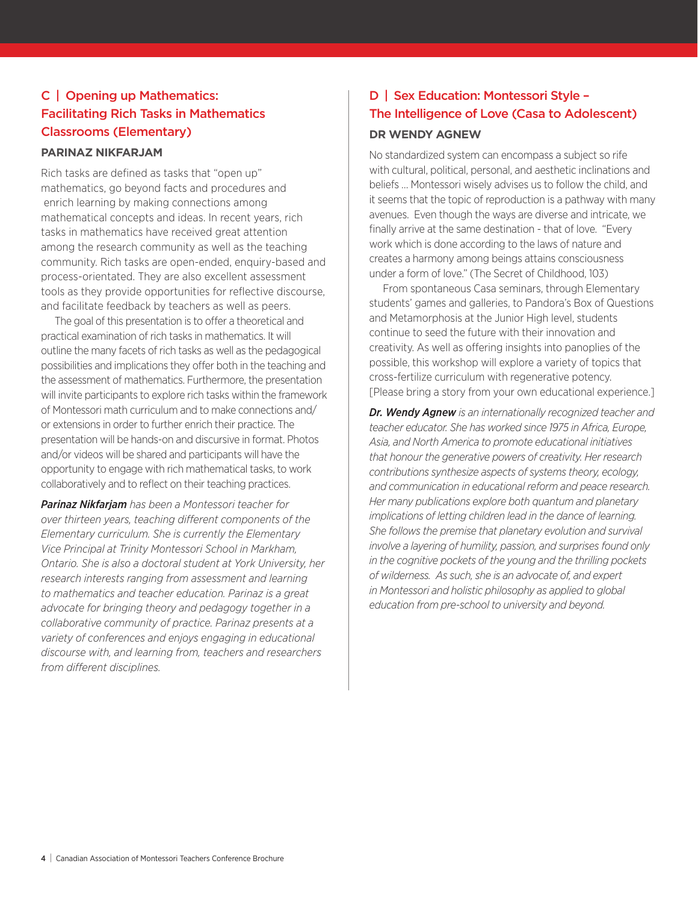## C | Opening up Mathematics: Facilitating Rich Tasks in Mathematics Classrooms (Elementary)

**PARINAZ NIKFARJAM**

Rich tasks are defined as tasks that "open up" mathematics, go beyond facts and procedures and enrich learning by making connections among mathematical concepts and ideas. In recent years, rich tasks in mathematics have received great attention among the research community as well as the teaching community. Rich tasks are open-ended, enquiry-based and process-orientated. They are also excellent assessment tools as they provide opportunities for reflective discourse, and facilitate feedback by teachers as well as peers.

The goal of this presentation is to offer a theoretical and practical examination of rich tasks in mathematics. It will outline the many facets of rich tasks as well as the pedagogical possibilities and implications they offer both in the teaching and the assessment of mathematics. Furthermore, the presentation will invite participants to explore rich tasks within the framework of Montessori math curriculum and to make connections and/or extensions in order to further enrich their practice. The presentation will be hands-on and discursive in format. Photos and/or videos will be shared and participants will have the opportunity to engage with rich mathematical tasks, to work collaboratively and to reflect on their teaching practices.

***Parinaz Nikfarjam** has been a Montessori teacher for over thirteen years, teaching different components of the Elementary curriculum. She is currently the Elementary Vice Principal at Trinity Montessori School in Markham, Ontario. She is also a doctoral student at York University, her research interests ranging from assessment and learning to mathematics and teacher education. Parinaz is a great advocate for bringing theory and pedagogy together in a collaborative community of practice. Parinaz presents at a variety of conferences and enjoys engaging in educational discourse with, and learning from, teachers and researchers from different disciplines.*

## D | Sex Education: Montessori Style – The Intelligence of Love (Casa to Adolescent)

**DR WENDY AGNEW**

No standardized system can encompass a subject so rife with cultural, political, personal, and aesthetic inclinations and beliefs … Montessori wisely advises us to follow the child, and it seems that the topic of reproduction is a pathway with many avenues. Even though the ways are diverse and intricate, we finally arrive at the same destination - that of love. "Every work which is done according to the laws of nature and creates a harmony among beings attains consciousness under a form of love." (The Secret of Childhood, 103)

From spontaneous Casa seminars, through Elementary students' games and galleries, to Pandora's Box of Questions and Metamorphosis at the Junior High level, students continue to seed the future with their innovation and creativity. As well as offering insights into panoplies of the possible, this workshop will explore a variety of topics that cross-fertilize curriculum with regenerative potency. [Please bring a story from your own educational experience.]

***Dr. Wendy Agnew** is an internationally recognized teacher and teacher educator. She has worked since 1975 in Africa, Europe, Asia, and North America to promote educational initiatives that honour the generative powers of creativity. Her research contributions synthesize aspects of systems theory, ecology, and communication in educational reform and peace research. Her many publications explore both quantum and planetary implications of letting children lead in the dance of learning. She follows the premise that planetary evolution and survival involve a layering of humility, passion, and surprises found only in the cognitive pockets of the young and the thrilling pockets of wilderness. As such, she is an advocate of, and expert in Montessori and holistic philosophy as applied to global education from pre-school to university and beyond.*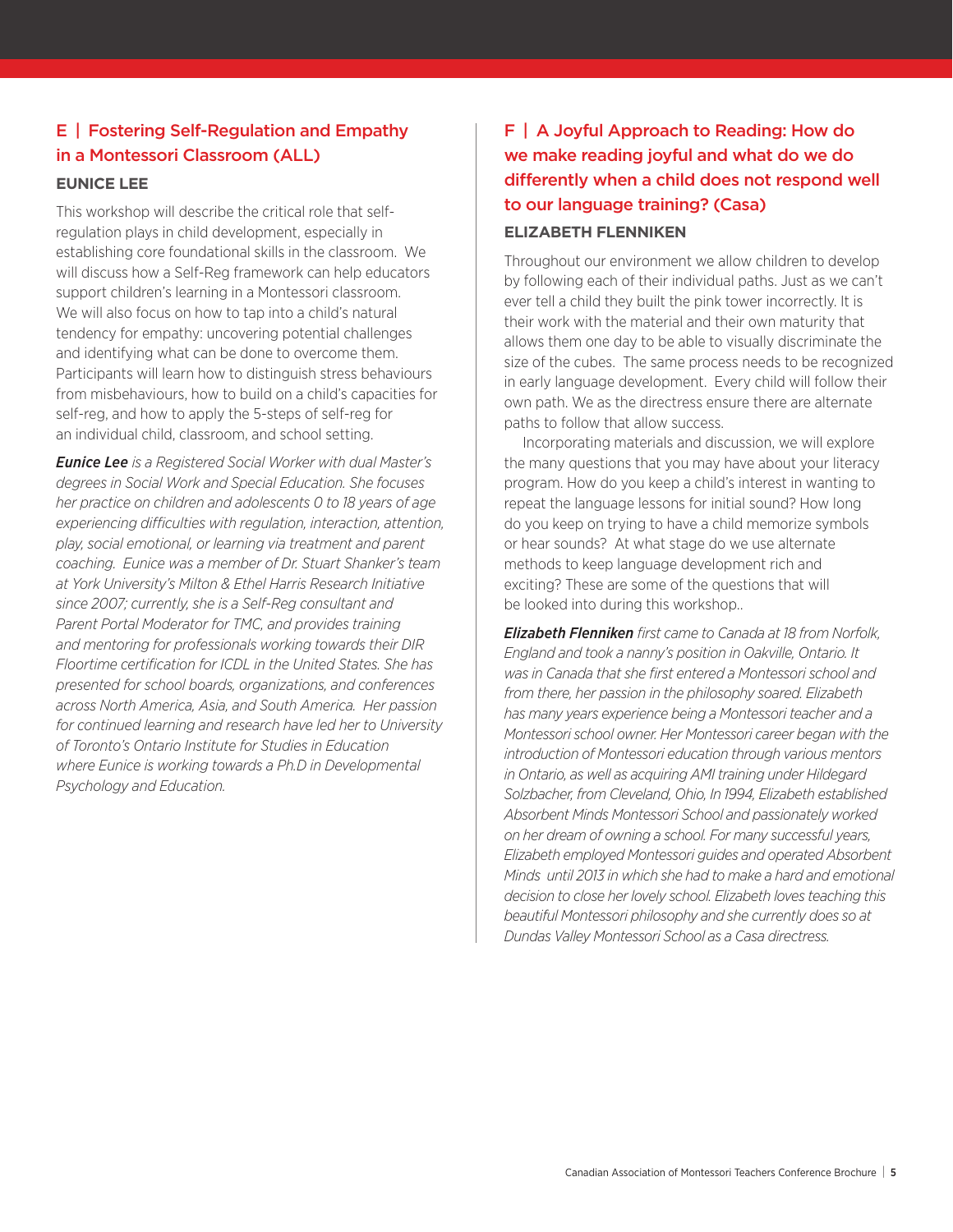## E | Fostering Self-Regulation and Empathy in a Montessori Classroom (ALL)

### EUNICE LEE

This workshop will describe the critical role that self-regulation plays in child development, especially in establishing core foundational skills in the classroom. We will discuss how a Self-Reg framework can help educators support children's learning in a Montessori classroom. We will also focus on how to tap into a child's natural tendency for empathy: uncovering potential challenges and identifying what can be done to overcome them. Participants will learn how to distinguish stress behaviours from misbehaviours, how to build on a child's capacities for self-reg, and how to apply the 5-steps of self-reg for an individual child, classroom, and school setting.

***Eunice Lee*** *is a Registered Social Worker with dual Master's degrees in Social Work and Special Education. She focuses her practice on children and adolescents 0 to 18 years of age experiencing difficulties with regulation, interaction, attention, play, social emotional, or learning via treatment and parent coaching. Eunice was a member of Dr. Stuart Shanker's team at York University's Milton & Ethel Harris Research Initiative since 2007; currently, she is a Self-Reg consultant and Parent Portal Moderator for TMC, and provides training and mentoring for professionals working towards their DIR Floortime certification for ICDL in the United States. She has presented for school boards, organizations, and conferences across North America, Asia, and South America. Her passion for continued learning and research have led her to University of Toronto's Ontario Institute for Studies in Education where Eunice is working towards a Ph.D in Developmental Psychology and Education.*

## F | A Joyful Approach to Reading: How do we make reading joyful and what do we do differently when a child does not respond well to our language training? (Casa)

### ELIZABETH FLENNIKEN

Throughout our environment we allow children to develop by following each of their individual paths. Just as we can't ever tell a child they built the pink tower incorrectly. It is their work with the material and their own maturity that allows them one day to be able to visually discriminate the size of the cubes. The same process needs to be recognized in early language development. Every child will follow their own path. We as the directress ensure there are alternate paths to follow that allow success.

Incorporating materials and discussion, we will explore the many questions that you may have about your literacy program. How do you keep a child's interest in wanting to repeat the language lessons for initial sound? How long do you keep on trying to have a child memorize symbols or hear sounds? At what stage do we use alternate methods to keep language development rich and exciting? These are some of the questions that will be looked into during this workshop..

***Elizabeth Flenniken*** *first came to Canada at 18 from Norfolk, England and took a nanny's position in Oakville, Ontario. It was in Canada that she first entered a Montessori school and from there, her passion in the philosophy soared. Elizabeth has many years experience being a Montessori teacher and a Montessori school owner. Her Montessori career began with the introduction of Montessori education through various mentors in Ontario, as well as acquiring AMI training under Hildegard Solzbacher, from Cleveland, Ohio, In 1994, Elizabeth established Absorbent Minds Montessori School and passionately worked on her dream of owning a school. For many successful years, Elizabeth employed Montessori guides and operated Absorbent Minds until 2013 in which she had to make a hard and emotional decision to close her lovely school. Elizabeth loves teaching this beautiful Montessori philosophy and she currently does so at Dundas Valley Montessori School as a Casa directress.*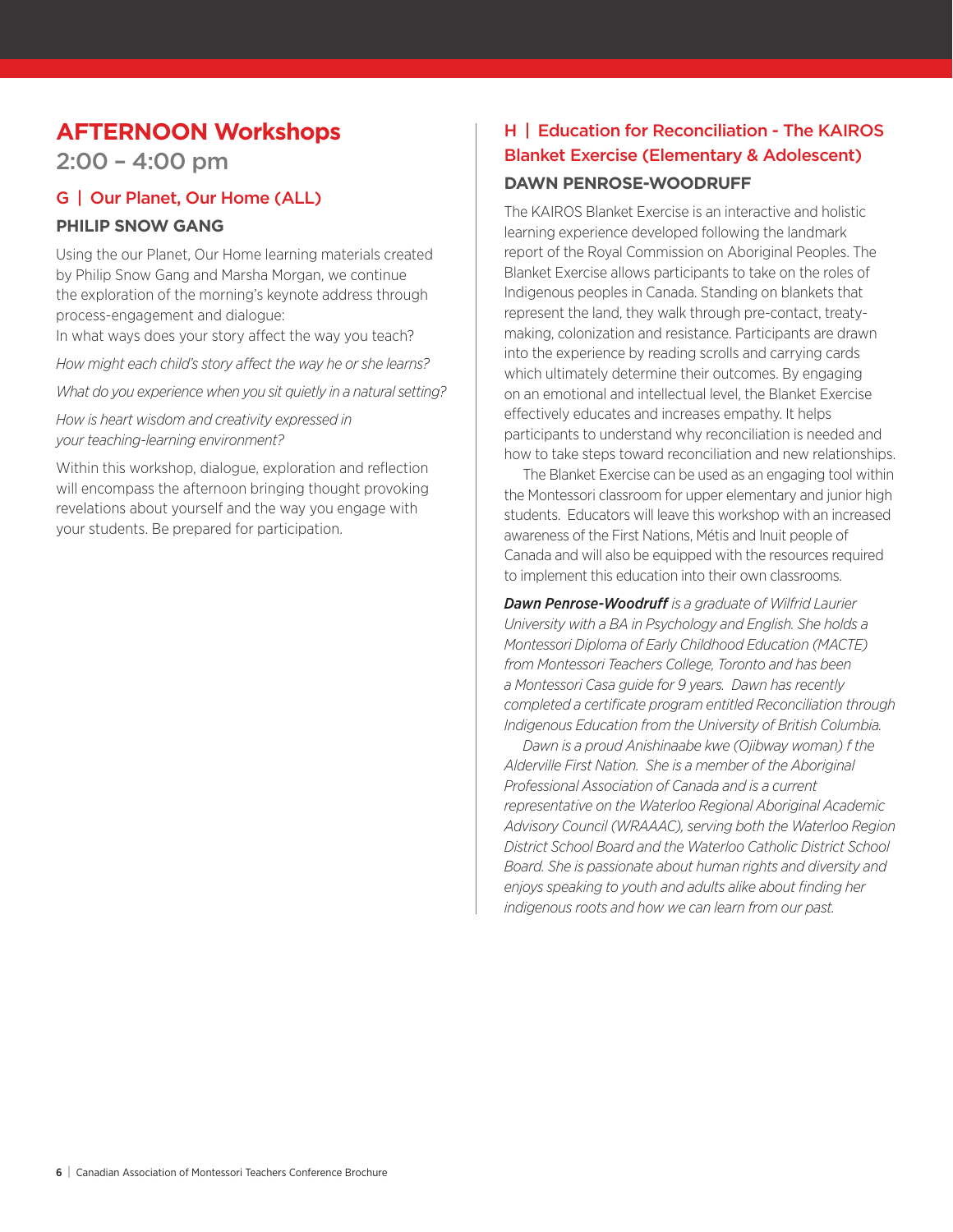# AFTERNOON Workshops

## 2:00 – 4:00 pm

### G | Our Planet, Our Home (ALL)

**PHILIP SNOW GANG**

Using the our Planet, Our Home learning materials created by Philip Snow Gang and Marsha Morgan, we continue the exploration of the morning's keynote address through process-engagement and dialogue:
In what ways does your story affect the way you teach?

*How might each child's story affect the way he or she learns?*

*What do you experience when you sit quietly in a natural setting?*

*How is heart wisdom and creativity expressed in your teaching-learning environment?*

Within this workshop, dialogue, exploration and reflection will encompass the afternoon bringing thought provoking revelations about yourself and the way you engage with your students. Be prepared for participation.

### H | Education for Reconciliation - The KAIROS Blanket Exercise (Elementary & Adolescent)

**DAWN PENROSE-WOODRUFF**

The KAIROS Blanket Exercise is an interactive and holistic learning experience developed following the landmark report of the Royal Commission on Aboriginal Peoples. The Blanket Exercise allows participants to take on the roles of Indigenous peoples in Canada. Standing on blankets that represent the land, they walk through pre-contact, treaty-making, colonization and resistance. Participants are drawn into the experience by reading scrolls and carrying cards which ultimately determine their outcomes. By engaging on an emotional and intellectual level, the Blanket Exercise effectively educates and increases empathy. It helps participants to understand why reconciliation is needed and how to take steps toward reconciliation and new relationships.

The Blanket Exercise can be used as an engaging tool within the Montessori classroom for upper elementary and junior high students. Educators will leave this workshop with an increased awareness of the First Nations, Métis and Inuit people of Canada and will also be equipped with the resources required to implement this education into their own classrooms.

***Dawn Penrose-Woodruff*** *is a graduate of Wilfrid Laurier University with a BA in Psychology and English. She holds a Montessori Diploma of Early Childhood Education (MACTE) from Montessori Teachers College, Toronto and has been a Montessori Casa guide for 9 years. Dawn has recently completed a certificate program entitled Reconciliation through Indigenous Education from the University of British Columbia.*

*Dawn is a proud Anishinaabe kwe (Ojibway woman) f the Alderville First Nation. She is a member of the Aboriginal Professional Association of Canada and is a current representative on the Waterloo Regional Aboriginal Academic Advisory Council (WRAAAC), serving both the Waterloo Region District School Board and the Waterloo Catholic District School Board. She is passionate about human rights and diversity and enjoys speaking to youth and adults alike about finding her indigenous roots and how we can learn from our past.*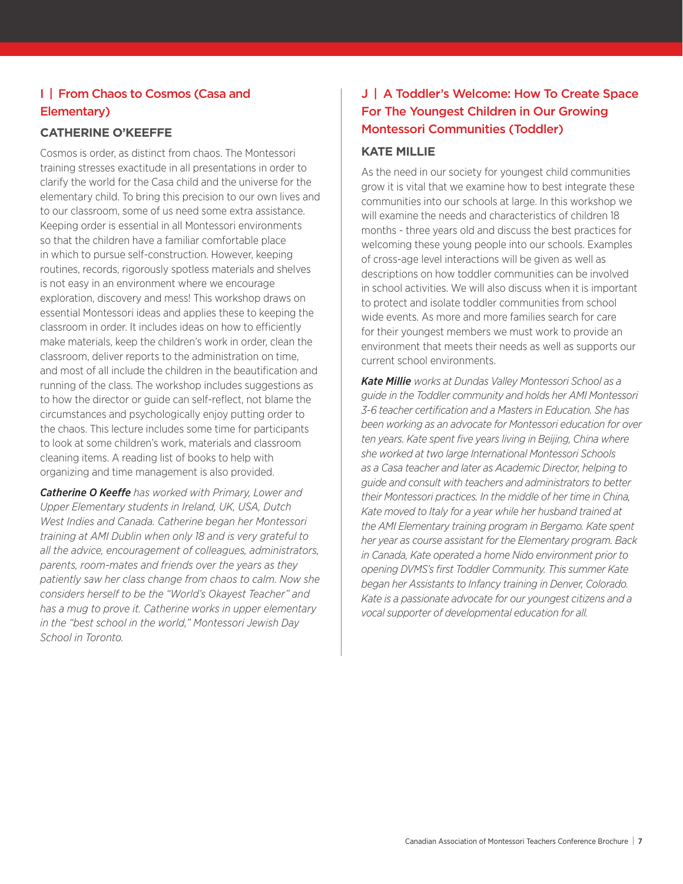## I | From Chaos to Cosmos (Casa and Elementary)

### CATHERINE O'KEEFFE

Cosmos is order, as distinct from chaos. The Montessori training stresses exactitude in all presentations in order to clarify the world for the Casa child and the universe for the elementary child. To bring this precision to our own lives and to our classroom, some of us need some extra assistance. Keeping order is essential in all Montessori environments so that the children have a familiar comfortable place in which to pursue self-construction. However, keeping routines, records, rigorously spotless materials and shelves is not easy in an environment where we encourage exploration, discovery and mess! This workshop draws on essential Montessori ideas and applies these to keeping the classroom in order. It includes ideas on how to efficiently make materials, keep the children's work in order, clean the classroom, deliver reports to the administration on time, and most of all include the children in the beautification and running of the class. The workshop includes suggestions as to how the director or guide can self-reflect, not blame the circumstances and psychologically enjoy putting order to the chaos. This lecture includes some time for participants to look at some children's work, materials and classroom cleaning items. A reading list of books to help with organizing and time management is also provided.

***Catherine O Keeffe*** *has worked with Primary, Lower and Upper Elementary students in Ireland, UK, USA, Dutch West Indies and Canada. Catherine began her Montessori training at AMI Dublin when only 18 and is very grateful to all the advice, encouragement of colleagues, administrators, parents, room-mates and friends over the years as they patiently saw her class change from chaos to calm. Now she considers herself to be the "World's Okayest Teacher" and has a mug to prove it. Catherine works in upper elementary in the "best school in the world," Montessori Jewish Day School in Toronto.*

## J | A Toddler's Welcome: How To Create Space For The Youngest Children in Our Growing Montessori Communities (Toddler)

### KATE MILLIE

As the need in our society for youngest child communities grow it is vital that we examine how to best integrate these communities into our schools at large. In this workshop we will examine the needs and characteristics of children 18 months - three years old and discuss the best practices for welcoming these young people into our schools. Examples of cross-age level interactions will be given as well as descriptions on how toddler communities can be involved in school activities. We will also discuss when it is important to protect and isolate toddler communities from school wide events. As more and more families search for care for their youngest members we must work to provide an environment that meets their needs as well as supports our current school environments.

***Kate Millie*** *works at Dundas Valley Montessori School as a guide in the Toddler community and holds her AMI Montessori 3-6 teacher certification and a Masters in Education. She has been working as an advocate for Montessori education for over ten years. Kate spent five years living in Beijing, China where she worked at two large International Montessori Schools as a Casa teacher and later as Academic Director, helping to guide and consult with teachers and administrators to better their Montessori practices. In the middle of her time in China, Kate moved to Italy for a year while her husband trained at the AMI Elementary training program in Bergamo. Kate spent her year as course assistant for the Elementary program. Back in Canada, Kate operated a home Nido environment prior to opening DVMS's first Toddler Community. This summer Kate began her Assistants to Infancy training in Denver, Colorado. Kate is a passionate advocate for our youngest citizens and a vocal supporter of developmental education for all.*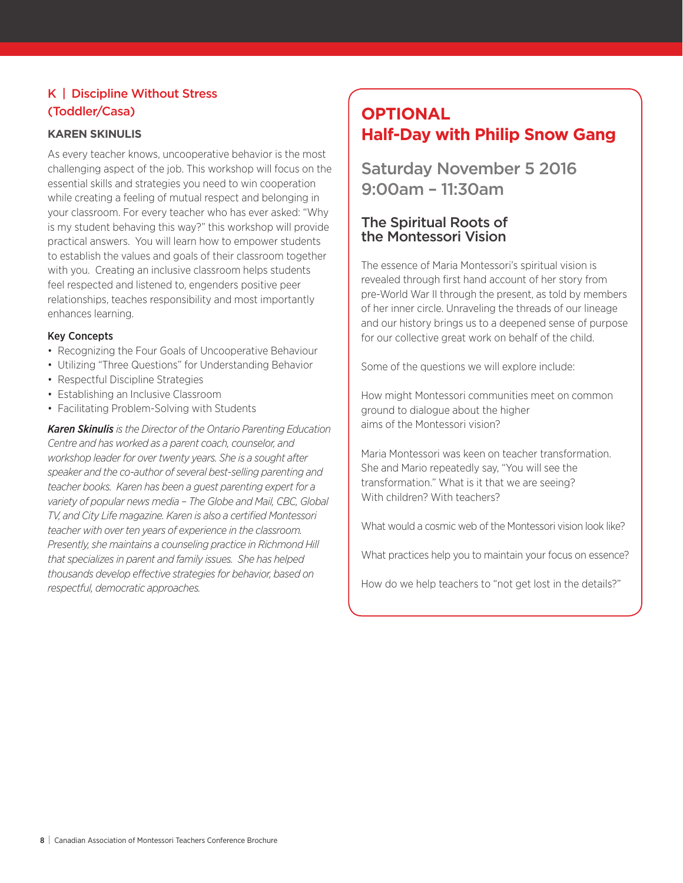## K | Discipline Without Stress (Toddler/Casa)

**KAREN SKINULIS**

As every teacher knows, uncooperative behavior is the most challenging aspect of the job. This workshop will focus on the essential skills and strategies you need to win cooperation while creating a feeling of mutual respect and belonging in your classroom. For every teacher who has ever asked: "Why is my student behaving this way?" this workshop will provide practical answers. You will learn how to empower students to establish the values and goals of their classroom together with you. Creating an inclusive classroom helps students feel respected and listened to, engenders positive peer relationships, teaches responsibility and most importantly enhances learning.

### Key Concepts

- Recognizing the Four Goals of Uncooperative Behaviour
- Utilizing "Three Questions" for Understanding Behavior
- Respectful Discipline Strategies
- Establishing an Inclusive Classroom
- Facilitating Problem-Solving with Students

***Karen Skinulis*** *is the Director of the Ontario Parenting Education Centre and has worked as a parent coach, counselor, and workshop leader for over twenty years. She is a sought after speaker and the co-author of several best-selling parenting and teacher books. Karen has been a guest parenting expert for a variety of popular news media – The Globe and Mail, CBC, Global TV, and City Life magazine. Karen is also a certified Montessori teacher with over ten years of experience in the classroom. Presently, she maintains a counseling practice in Richmond Hill that specializes in parent and family issues. She has helped thousands develop effective strategies for behavior, based on respectful, democratic approaches.*

## OPTIONAL Half-Day with Philip Snow Gang

### Saturday November 5 2016 9:00am – 11:30am

### The Spiritual Roots of the Montessori Vision

The essence of Maria Montessori's spiritual vision is revealed through first hand account of her story from pre-World War II through the present, as told by members of her inner circle. Unraveling the threads of our lineage and our history brings us to a deepened sense of purpose for our collective great work on behalf of the child.

Some of the questions we will explore include:

How might Montessori communities meet on common ground to dialogue about the higher aims of the Montessori vision?

Maria Montessori was keen on teacher transformation. She and Mario repeatedly say, "You will see the transformation." What is it that we are seeing? With children? With teachers?

What would a cosmic web of the Montessori vision look like?

What practices help you to maintain your focus on essence?

How do we help teachers to "not get lost in the details?"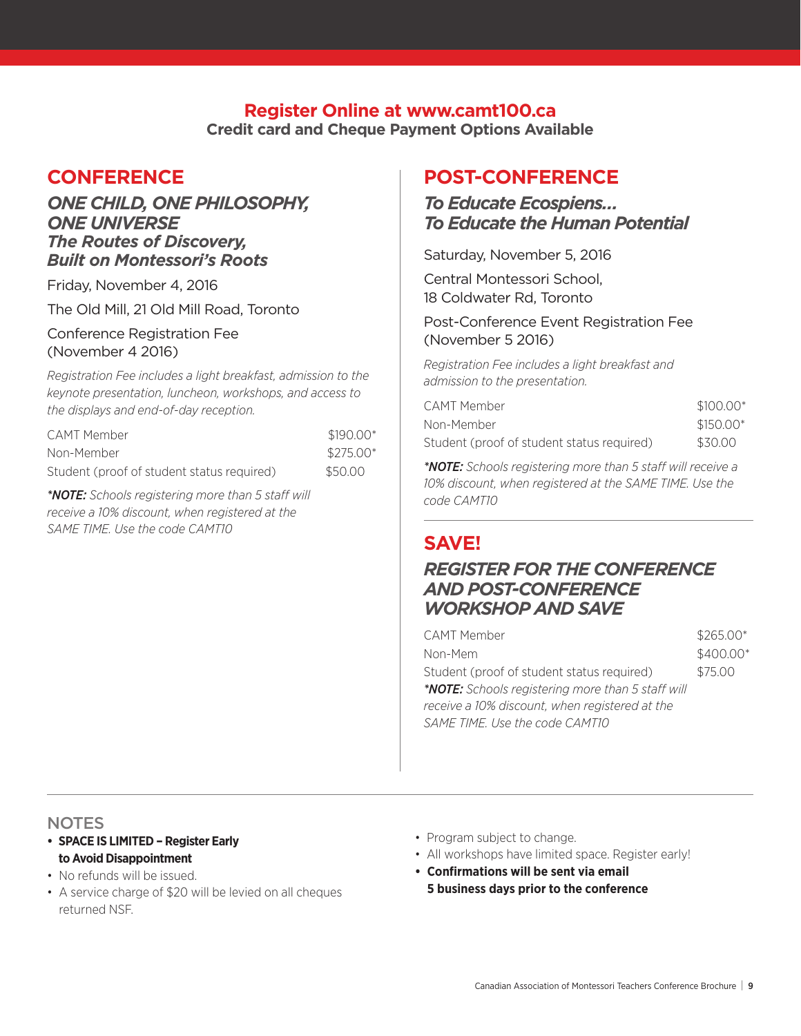**Register Online at www.camt100.ca**

**Credit card and Cheque Payment Options Available**

## CONFERENCE

### *ONE CHILD, ONE PHILOSOPHY, ONE UNIVERSE*
### *The Routes of Discovery, Built on Montessori's Roots*

Friday, November 4, 2016

The Old Mill, 21 Old Mill Road, Toronto

Conference Registration Fee (November 4 2016)

*Registration Fee includes a light breakfast, admission to the keynote presentation, luncheon, workshops, and access to the displays and end-of-day reception.*

| | |
|---|---|
| CAMT Member | $190.00* |
| Non-Member | $275.00* |
| Student (proof of student status required) | $50.00 |

***NOTE:** Schools registering more than 5 staff will receive a 10% discount, when registered at the SAME TIME. Use the code CAMT10*

## POST-CONFERENCE

### *To Educate Ecospiens... To Educate the Human Potential*

Saturday, November 5, 2016

Central Montessori School, 18 Coldwater Rd, Toronto

Post-Conference Event Registration Fee (November 5 2016)

*Registration Fee includes a light breakfast and admission to the presentation.*

| | |
|---|---|
| CAMT Member | $100.00* |
| Non-Member | $150.00* |
| Student (proof of student status required) | $30.00 |

***NOTE:** Schools registering more than 5 staff will receive a 10% discount, when registered at the SAME TIME. Use the code CAMT10*

## SAVE!

### *REGISTER FOR THE CONFERENCE AND POST-CONFERENCE WORKSHOP AND SAVE*

| | |
|---|---|
| CAMT Member | $265.00* |
| Non-Mem | $400.00* |
| Student (proof of student status required) | $75.00 |

***NOTE:** Schools registering more than 5 staff will receive a 10% discount, when registered at the SAME TIME. Use the code CAMT10*

## NOTES

- **SPACE IS LIMITED – Register Early to Avoid Disappointment**
- No refunds will be issued.
- A service charge of $20 will be levied on all cheques returned NSF.
- Program subject to change.
- All workshops have limited space. Register early!
- **Confirmations will be sent via email 5 business days prior to the conference**